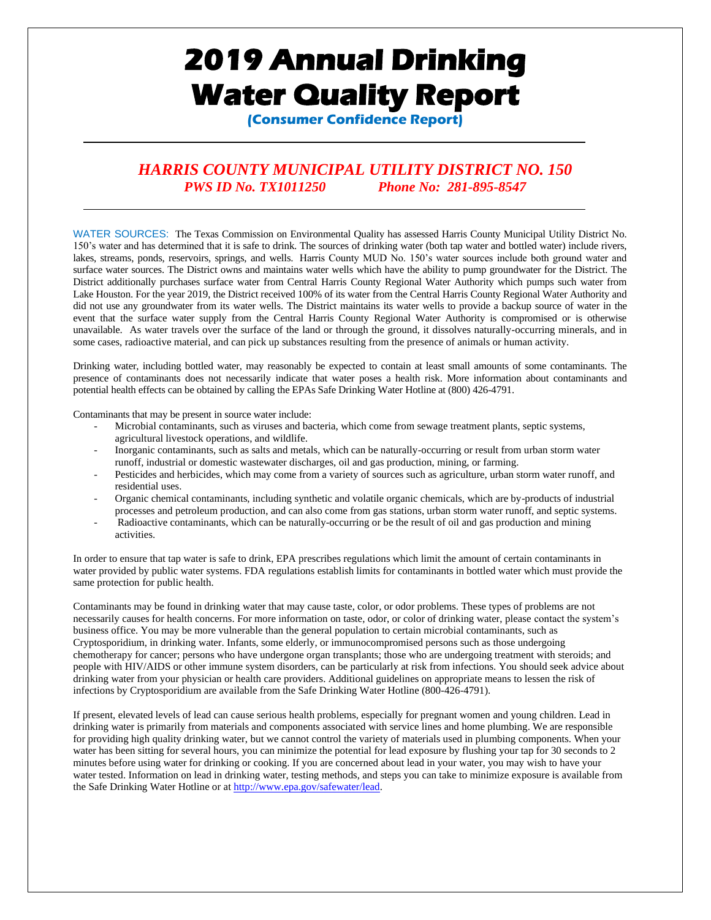# 2019 Annual Drinking Water Quality Report

**(Consumer Confidence Report)**

---

## *HARRIS COUNTY MUNICIPAL UTILITY DISTRICT NO. 150*

***PWS ID No. TX1011250 Phone No: 281-895-8547***

---

WATER SOURCES: The Texas Commission on Environmental Quality has assessed Harris County Municipal Utility District No. 150's water and has determined that it is safe to drink. The sources of drinking water (both tap water and bottled water) include rivers, lakes, streams, ponds, reservoirs, springs, and wells. Harris County MUD No. 150's water sources include both ground water and surface water sources. The District owns and maintains water wells which have the ability to pump groundwater for the District. The District additionally purchases surface water from Central Harris County Regional Water Authority which pumps such water from Lake Houston. For the year 2019, the District received 100% of its water from the Central Harris County Regional Water Authority and did not use any groundwater from its water wells. The District maintains its water wells to provide a backup source of water in the event that the surface water supply from the Central Harris County Regional Water Authority is compromised or is otherwise unavailable. As water travels over the surface of the land or through the ground, it dissolves naturally-occurring minerals, and in some cases, radioactive material, and can pick up substances resulting from the presence of animals or human activity.

Drinking water, including bottled water, may reasonably be expected to contain at least small amounts of some contaminants. The presence of contaminants does not necessarily indicate that water poses a health risk. More information about contaminants and potential health effects can be obtained by calling the EPAs Safe Drinking Water Hotline at (800) 426-4791.

Contaminants that may be present in source water include:

- Microbial contaminants, such as viruses and bacteria, which come from sewage treatment plants, septic systems, agricultural livestock operations, and wildlife.
- Inorganic contaminants, such as salts and metals, which can be naturally-occurring or result from urban storm water runoff, industrial or domestic wastewater discharges, oil and gas production, mining, or farming.
- Pesticides and herbicides, which may come from a variety of sources such as agriculture, urban storm water runoff, and residential uses.
- Organic chemical contaminants, including synthetic and volatile organic chemicals, which are by-products of industrial processes and petroleum production, and can also come from gas stations, urban storm water runoff, and septic systems.
- Radioactive contaminants, which can be naturally-occurring or be the result of oil and gas production and mining activities.

In order to ensure that tap water is safe to drink, EPA prescribes regulations which limit the amount of certain contaminants in water provided by public water systems. FDA regulations establish limits for contaminants in bottled water which must provide the same protection for public health.

Contaminants may be found in drinking water that may cause taste, color, or odor problems. These types of problems are not necessarily causes for health concerns. For more information on taste, odor, or color of drinking water, please contact the system's business office. You may be more vulnerable than the general population to certain microbial contaminants, such as Cryptosporidium, in drinking water. Infants, some elderly, or immunocompromised persons such as those undergoing chemotherapy for cancer; persons who have undergone organ transplants; those who are undergoing treatment with steroids; and people with HIV/AIDS or other immune system disorders, can be particularly at risk from infections. You should seek advice about drinking water from your physician or health care providers. Additional guidelines on appropriate means to lessen the risk of infections by Cryptosporidium are available from the Safe Drinking Water Hotline (800-426-4791).

If present, elevated levels of lead can cause serious health problems, especially for pregnant women and young children. Lead in drinking water is primarily from materials and components associated with service lines and home plumbing. We are responsible for providing high quality drinking water, but we cannot control the variety of materials used in plumbing components. When your water has been sitting for several hours, you can minimize the potential for lead exposure by flushing your tap for 30 seconds to 2 minutes before using water for drinking or cooking. If you are concerned about lead in your water, you may wish to have your water tested. Information on lead in drinking water, testing methods, and steps you can take to minimize exposure is available from the Safe Drinking Water Hotline or at [http://www.epa.gov/safewater/lead](http://www.epa.gov/safewater/lead).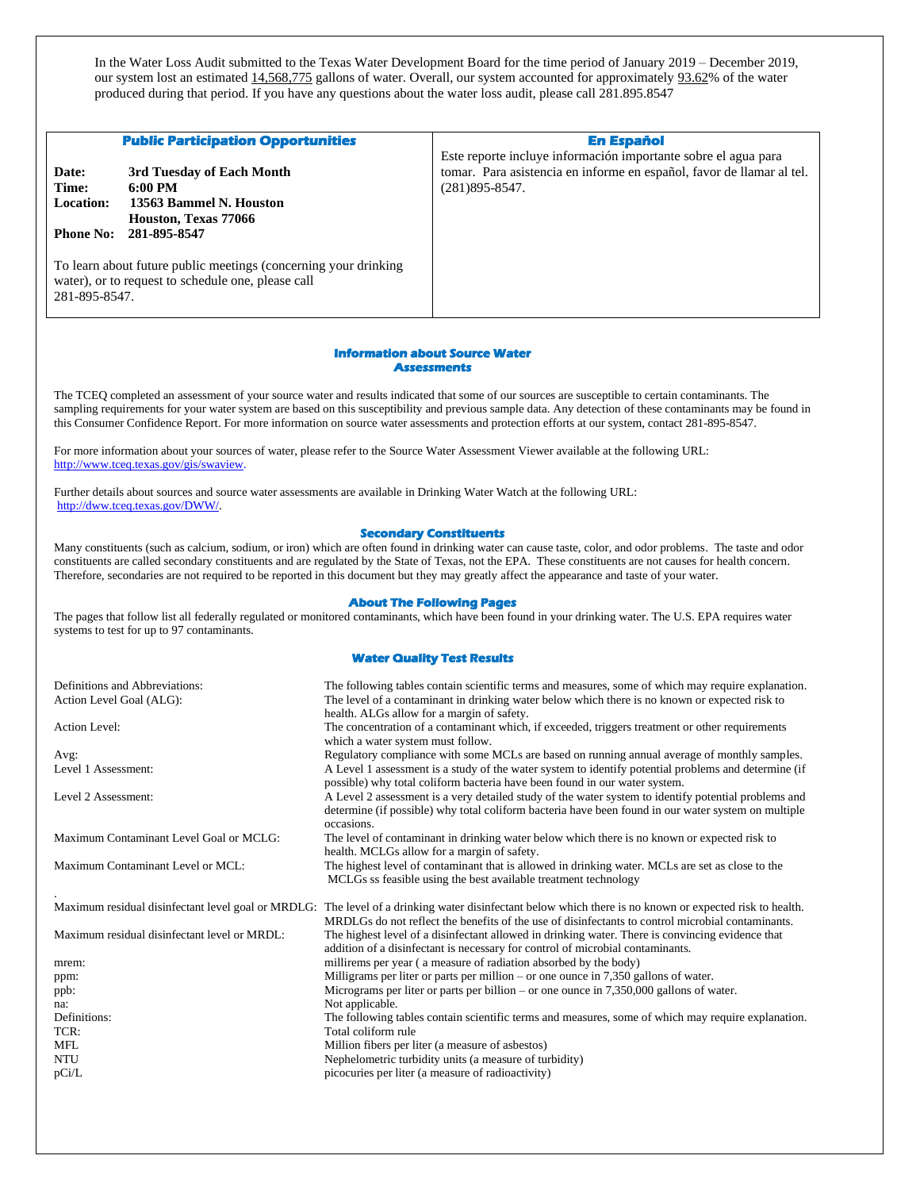In the Water Loss Audit submitted to the Texas Water Development Board for the time period of January 2019 – December 2019, our system lost an estimated 14,568,775 gallons of water. Overall, our system accounted for approximately 93.62% of the water produced during that period. If you have any questions about the water loss audit, please call 281.895.8547

| Public Participation Opportunities | En Español |
|---|---|
| **Date:** 3rd Tuesday of Each Month<br>**Time:** 6:00 PM<br>**Location:** 13563 Bammel N. Houston<br>Houston, Texas 77066<br>**Phone No:** 281-895-8547<br><br>To learn about future public meetings (concerning your drinking water), or to request to schedule one, please call 281-895-8547. | Este reporte incluye información importante sobre el agua para tomar. Para asistencia en informe en español, favor de llamar al tel. (281)895-8547. |

## Information about Source Water Assessments

The TCEQ completed an assessment of your source water and results indicated that some of our sources are susceptible to certain contaminants. The sampling requirements for your water system are based on this susceptibility and previous sample data. Any detection of these contaminants may be found in this Consumer Confidence Report. For more information on source water assessments and protection efforts at our system, contact 281-895-8547.

For more information about your sources of water, please refer to the Source Water Assessment Viewer available at the following URL: http://www.tceq.texas.gov/gis/swaview.

Further details about sources and source water assessments are available in Drinking Water Watch at the following URL: http://dww.tceq.texas.gov/DWW/.

## Secondary Constituents

Many constituents (such as calcium, sodium, or iron) which are often found in drinking water can cause taste, color, and odor problems. The taste and odor constituents are called secondary constituents and are regulated by the State of Texas, not the EPA. These constituents are not causes for health concern. Therefore, secondaries are not required to be reported in this document but they may greatly affect the appearance and taste of your water.

## About The Following Pages

The pages that follow list all federally regulated or monitored contaminants, which have been found in your drinking water. The U.S. EPA requires water systems to test for up to 97 contaminants.

## Water Quality Test Results

| | |
|---|---|
| Definitions and Abbreviations: | The following tables contain scientific terms and measures, some of which may require explanation. |
| Action Level Goal (ALG): | The level of a contaminant in drinking water below which there is no known or expected risk to health. ALGs allow for a margin of safety. |
| Action Level: | The concentration of a contaminant which, if exceeded, triggers treatment or other requirements which a water system must follow. |
| Avg: | Regulatory compliance with some MCLs are based on running annual average of monthly samples. |
| Level 1 Assessment: | A Level 1 assessment is a study of the water system to identify potential problems and determine (if possible) why total coliform bacteria have been found in our water system. |
| Level 2 Assessment: | A Level 2 assessment is a very detailed study of the water system to identify potential problems and determine (if possible) why total coliform bacteria have been found in our water system on multiple occasions. |
| Maximum Contaminant Level Goal or MCLG: | The level of contaminant in drinking water below which there is no known or expected risk to health. MCLGs allow for a margin of safety. |
| Maximum Contaminant Level or MCL: | The highest level of contaminant that is allowed in drinking water. MCLs are set as close to the MCLGs ss feasible using the best available treatment technology |
| Maximum residual disinfectant level goal or MRDLG: | The level of a drinking water disinfectant below which there is no known or expected risk to health. MRDLGs do not reflect the benefits of the use of disinfectants to control microbial contaminants. |
| Maximum residual disinfectant level or MRDL: | The highest level of a disinfectant allowed in drinking water. There is convincing evidence that addition of a disinfectant is necessary for control of microbial contaminants. |
| mrem: | millirems per year ( a measure of radiation absorbed by the body) |
| ppm: | Milligrams per liter or parts per million – or one ounce in 7,350 gallons of water. |
| ppb: | Micrograms per liter or parts per billion – or one ounce in 7,350,000 gallons of water. |
| na: | Not applicable. |
| Definitions: | The following tables contain scientific terms and measures, some of which may require explanation. |
| TCR: | Total coliform rule |
| MFL | Million fibers per liter (a measure of asbestos) |
| NTU | Nephelometric turbidity units (a measure of turbidity) |
| pCi/L | picocuries per liter (a measure of radioactivity) |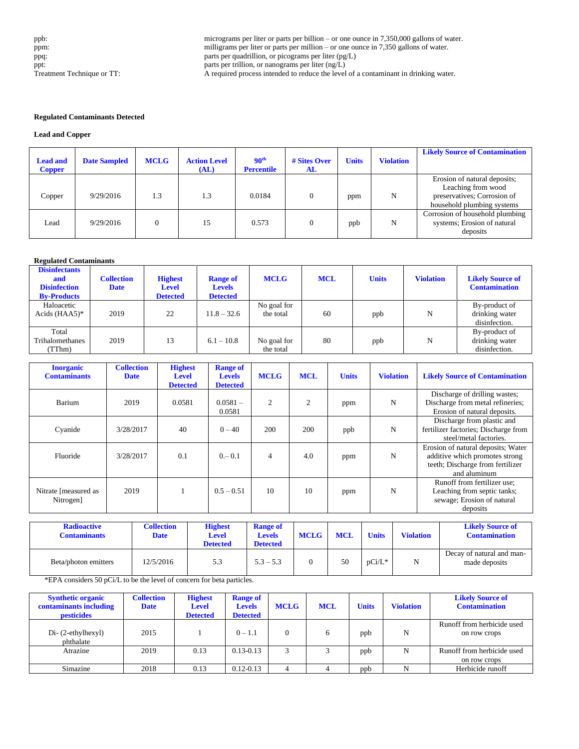| | |
|---|---|
| ppb: | micrograms per liter or parts per billion – or one ounce in 7,350,000 gallons of water. |
| ppm: | milligrams per liter or parts per million – or one ounce in 7,350 gallons of water. |
| ppq: | parts per quadrillion, or picograms per liter (pg/L) |
| ppt: | parts per trillion, or nanograms per liter (ng/L) |
| Treatment Technique or TT: | A required process intended to reduce the level of a contaminant in drinking water. |

**Regulated Contaminants Detected**

**Lead and Copper**

| Lead and Copper | Date Sampled | MCLG | Action Level (AL) | 90th Percentile | # Sites Over AL | Units | Violation | Likely Source of Contamination |
|---|---|---|---|---|---|---|---|---|
| Copper | 9/29/2016 | 1.3 | 1.3 | 0.0184 | 0 | ppm | N | Erosion of natural deposits; Leaching from wood preservatives; Corrosion of household plumbing systems |
| Lead | 9/29/2016 | 0 | 15 | 0.573 | 0 | ppb | N | Corrosion of household plumbing systems; Erosion of natural deposits |

**Regulated Contaminants**

| Disinfectants and Disinfection By-Products | Collection Date | Highest Level Detected | Range of Levels Detected | MCLG | MCL | Units | Violation | Likely Source of Contamination |
|---|---|---|---|---|---|---|---|---|
| Haloacetic Acids (HAA5)* | 2019 | 22 | 11.8 – 32.6 | No goal for the total | 60 | ppb | N | By-product of drinking water disinfection. |
| Total Trihalomethanes (TThm) | 2019 | 13 | 6.1 – 10.8 | No goal for the total | 80 | ppb | N | By-product of drinking water disinfection. |

| Inorganic Contaminants | Collection Date | Highest Level Detected | Range of Levels Detected | MCLG | MCL | Units | Violation | Likely Source of Contamination |
|---|---|---|---|---|---|---|---|---|
| Barium | 2019 | 0.0581 | 0.0581 – 0.0581 | 2 | 2 | ppm | N | Discharge of drilling wastes; Discharge from metal refineries; Erosion of natural deposits. |
| Cyanide | 3/28/2017 | 40 | 0 – 40 | 200 | 200 | ppb | N | Discharge from plastic and fertilizer factories; Discharge from steel/metal factories. |
| Fluoride | 3/28/2017 | 0.1 | 0.– 0.1 | 4 | 4.0 | ppm | N | Erosion of natural deposits; Water additive which promotes strong teeth; Discharge from fertilizer and aluminum |
| Nitrate [measured as Nitrogen] | 2019 | 1 | 0.5 – 0.51 | 10 | 10 | ppm | N | Runoff from fertilizer use; Leaching from septic tanks; sewage; Erosion of natural deposits |

| Radioactive Contaminants | Collection Date | Highest Level Detected | Range of Levels Detected | MCLG | MCL | Units | Violation | Likely Source of Contamination |
|---|---|---|---|---|---|---|---|---|
| Beta/photon emitters | 12/5/2016 | 5.3 | 5.3 – 5.3 | 0 | 50 | pCi/L* | N | Decay of natural and man-made deposits |

*EPA considers 50 pCi/L to be the level of concern for beta particles.

| Synthetic organic contaminants including pesticides | Collection Date | Highest Level Detected | Range of Levels Detected | MCLG | MCL | Units | Violation | Likely Source of Contamination |
|---|---|---|---|---|---|---|---|---|
| Di- (2-ethylhexyl) phthalate | 2015 | 1 | 0 – 1.1 | 0 | 6 | ppb | N | Runoff from herbicide used on row crops |
| Atrazine | 2019 | 0.13 | 0.13-0.13 | 3 | 3 | ppb | N | Runoff from herbicide used on row crops |
| Simazine | 2018 | 0.13 | 0.12-0.13 | 4 | 4 | ppb | N | Herbicide runoff |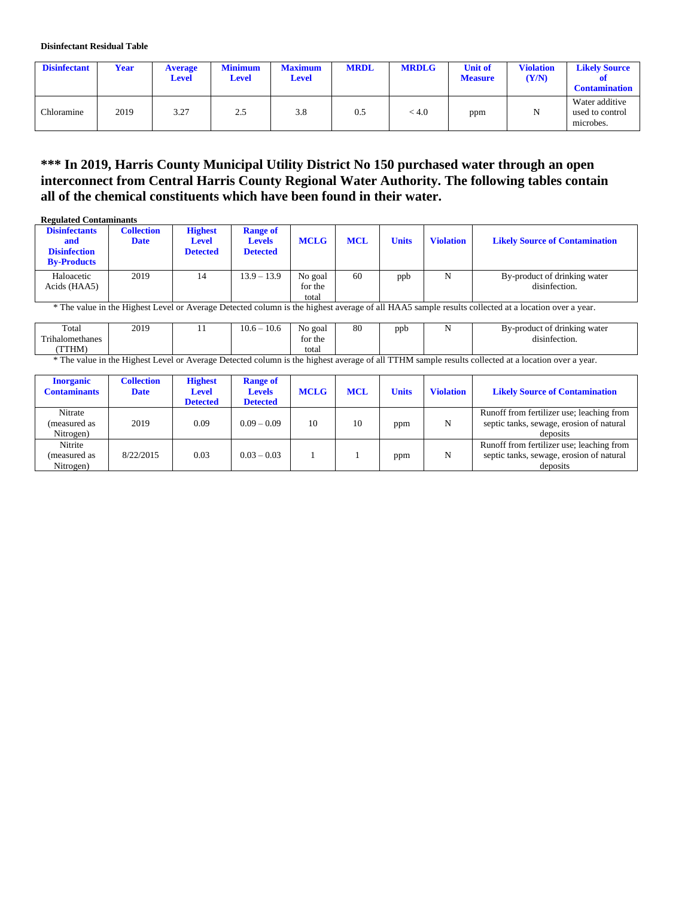**Disinfectant Residual Table**

| Disinfectant | Year | Average Level | Minimum Level | Maximum Level | MRDL | MRDLG | Unit of Measure | Violation (Y/N) | Likely Source of Contamination |
|---|---|---|---|---|---|---|---|---|---|
| Chloramine | 2019 | 3.27 | 2.5 | 3.8 | 0.5 | < 4.0 | ppm | N | Water additive used to control microbes. |

## *** In 2019, Harris County Municipal Utility District No 150 purchased water through an open interconnect from Central Harris County Regional Water Authority. The following tables contain all of the chemical constituents which have been found in their water.

**Regulated Contaminants**

| Disinfectants and Disinfection By-Products | Collection Date | Highest Level Detected | Range of Levels Detected | MCLG | MCL | Units | Violation | Likely Source of Contamination |
|---|---|---|---|---|---|---|---|---|
| Haloacetic Acids (HAA5) | 2019 | 14 | 13.9 – 13.9 | No goal for the total | 60 | ppb | N | By-product of drinking water disinfection. |

* The value in the Highest Level or Average Detected column is the highest average of all HAA5 sample results collected at a location over a year.

| | | | | | | | | |
|---|---|---|---|---|---|---|---|---|
| Total Trihalomethanes (TTHM) | 2019 | 11 | 10.6 – 10.6 | No goal for the total | 80 | ppb | N | By-product of drinking water disinfection. |

* The value in the Highest Level or Average Detected column is the highest average of all TTHM sample results collected at a location over a year.

| Inorganic Contaminants | Collection Date | Highest Level Detected | Range of Levels Detected | MCLG | MCL | Units | Violation | Likely Source of Contamination |
|---|---|---|---|---|---|---|---|---|
| Nitrate (measured as Nitrogen) | 2019 | 0.09 | 0.09 – 0.09 | 10 | 10 | ppm | N | Runoff from fertilizer use; leaching from septic tanks, sewage, erosion of natural deposits |
| Nitrite (measured as Nitrogen) | 8/22/2015 | 0.03 | 0.03 – 0.03 | 1 | 1 | ppm | N | Runoff from fertilizer use; leaching from septic tanks, sewage, erosion of natural deposits |